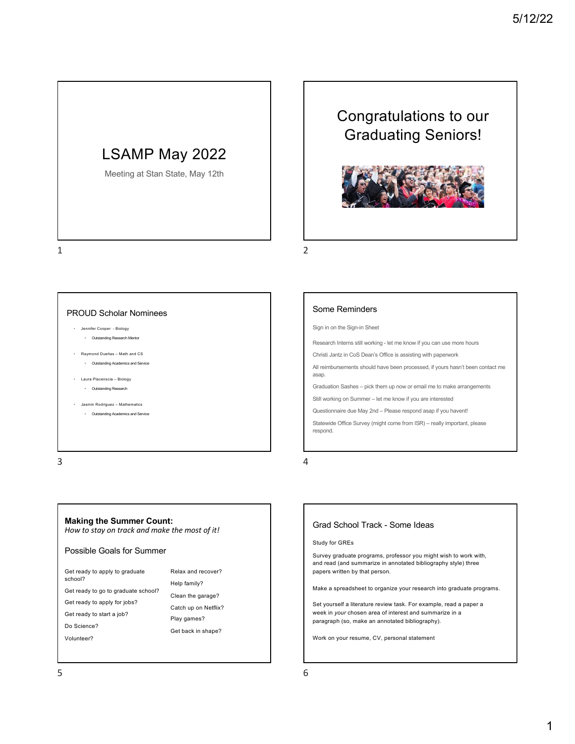# LSAMP May 2022

Meeting at Stan State, May 12th

## Congratulations to our Graduating Seniors!

## PROUD Scholar Nominees

- Jennifer Cooper - Biology
  - Outstanding Research Mentor
- Raymond Dueñas – Math and CS
  - Outstanding Academics and Service
- Laura Placenscia – Biology
  - Outstanding Research
- Jasmin Rodriguez – Mathematics
  - Outstanding Academics and Service

## Some Reminders

Sign in on the Sign-in Sheet

Research Interns still working - let me know if you can use more hours

Christi Jantz in CoS Dean's Office is assisting with paperwork

All reimbursements should have been processed, if yours hasn't been contact me asap.

Graduation Sashes – pick them up now or email me to make arrangements

Still working on Summer – let me know if you are interested

Questionnaire due May 2nd – Please respond asap if you havent!

Statewide Office Survey (might come from ISR) – really important, please respond.

## Making the Summer Count:

*How to stay on track and make the most of it!*

### Possible Goals for Summer

Get ready to apply to graduate school?

Get ready to go to graduate school?

Get ready to apply for jobs?

Get ready to start a job?

Do Science?

Volunteer?

Relax and recover?

Help family?

Clean the garage?

Catch up on Netflix?

Play games?

Get back in shape?

## Grad School Track - Some Ideas

Study for GREs

Survey graduate programs, professor you might wish to work with, and read (and summarize in annotated bibliography style) three papers written by that person.

Make a spreadsheet to organize your research into graduate programs.

Set yourself a literature review task. For example, read a paper a week in *your* chosen area of interest and summarize in a paragraph (so, make an annotated bibliography).

Work on your resume, CV, personal statement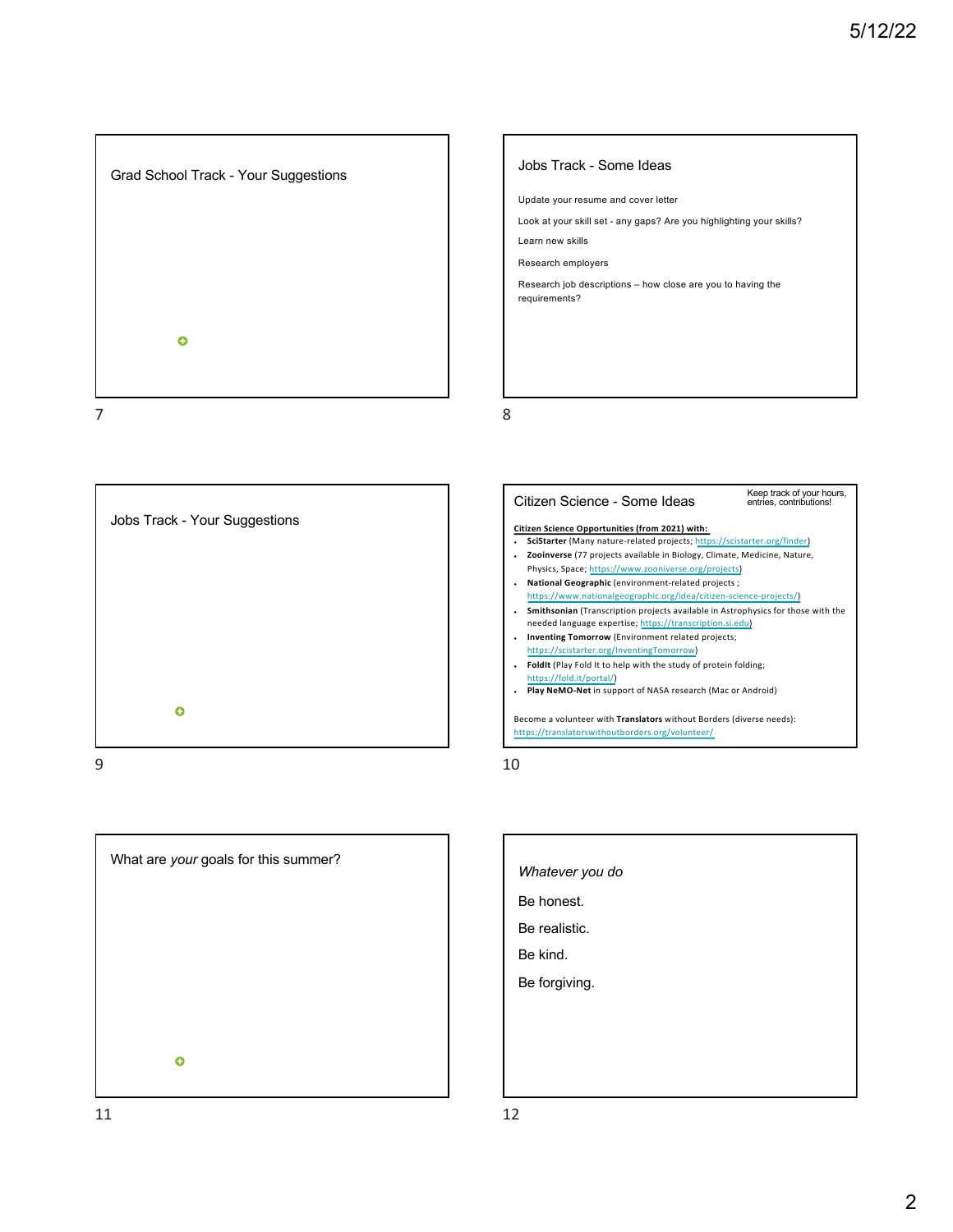## Grad School Track - Your Suggestions

## Jobs Track - Some Ideas

Update your resume and cover letter

Look at your skill set - any gaps? Are you highlighting your skills?

Learn new skills

Research employers

Research job descriptions – how close are you to having the requirements?

## Jobs Track - Your Suggestions

## Citizen Science - Some Ideas

Keep track of your hours, entries, contributions!

**Citizen Science Opportunities (from 2021) with:**

- **SciStarter** (Many nature-related projects; https://scistarter.org/finder)
- **Zooinverse** (77 projects available in Biology, Climate, Medicine, Nature, Physics, Space; https://www.zooniverse.org/projects)
- **National Geographic** (environment-related projects ; https://www.nationalgeographic.org/idea/citizen-science-projects/)
- **Smithsonian** (Transcription projects available in Astrophysics for those with the needed language expertise; https://transcription.si.edu)
- **Inventing Tomorrow** (Environment related projects; https://scistarter.org/InventingTomorrow)
- **FoldIt** (Play Fold It to help with the study of protein folding; https://fold.it/portal/)
- **Play NeMO-Net** in support of NASA research (Mac or Android)

Become a volunteer with **Translators** without Borders (diverse needs): https://translatorswithoutborders.org/volunteer/

## What are *your* goals for this summer?

## *Whatever you do*

Be honest.

Be realistic.

Be kind.

Be forgiving.